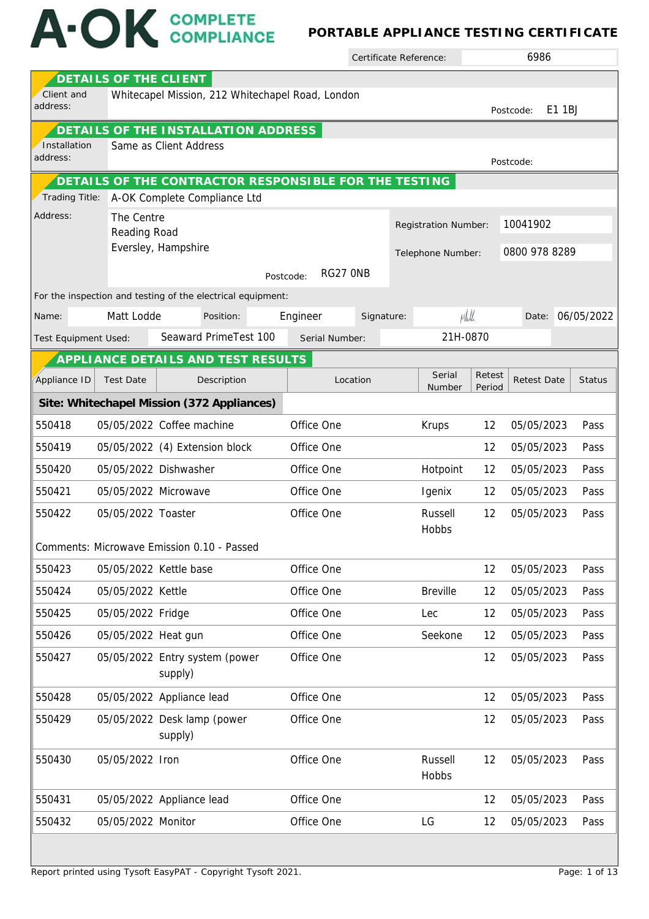# A·OK COMPLETE COMPLIANCE

## PORTABLE APPLIANCE TESTING CERTIFICATE

Certificate Reference: 6986

## DETAILS OF THE CLIENT

Client and address: Whitecapel Mission, 212 Whitechapel Road, London

Postcode: E1 1BJ

## DETAILS OF THE INSTALLATION ADDRESS

Installation address: Same as Client Address

Postcode:

## DETAILS OF THE CONTRACTOR RESPONSIBLE FOR THE TESTING

Trading Title: A-OK Complete Compliance Ltd

Address: The Centre
Reading Road
Eversley, Hampshire

Postcode: RG27 0NB

Registration Number: 10041902

Telephone Number: 0800 978 8289

For the inspection and testing of the electrical equipment:

Name: Matt Lodde | Position: Engineer | Signature: | Date: 06/05/2022

Test Equipment Used: Seaward PrimeTest 100 | Serial Number: 21H-0870

## APPLIANCE DETAILS AND TEST RESULTS

| Appliance ID | Test Date | Description | Location | Serial Number | Retest Period | Retest Date | Status |
|---|---|---|---|---|---|---|---|
| **Site: Whitechapel Mission (372 Appliances)** | | | | | | | |
| 550418 | 05/05/2022 | Coffee machine | Office One | Krups | 12 | 05/05/2023 | Pass |
| 550419 | 05/05/2022 | (4) Extension block | Office One | | 12 | 05/05/2023 | Pass |
| 550420 | 05/05/2022 | Dishwasher | Office One | Hotpoint | 12 | 05/05/2023 | Pass |
| 550421 | 05/05/2022 | Microwave | Office One | Igenix | 12 | 05/05/2023 | Pass |
| 550422 | 05/05/2022 | Toaster | Office One | Russell Hobbs | 12 | 05/05/2023 | Pass |
| Comments: Microwave Emission 0.10 - Passed | | | | | | | |
| 550423 | 05/05/2022 | Kettle base | Office One | | 12 | 05/05/2023 | Pass |
| 550424 | 05/05/2022 | Kettle | Office One | Breville | 12 | 05/05/2023 | Pass |
| 550425 | 05/05/2022 | Fridge | Office One | Lec | 12 | 05/05/2023 | Pass |
| 550426 | 05/05/2022 | Heat gun | Office One | Seekone | 12 | 05/05/2023 | Pass |
| 550427 | 05/05/2022 | Entry system (power supply) | Office One | | 12 | 05/05/2023 | Pass |
| 550428 | 05/05/2022 | Appliance lead | Office One | | 12 | 05/05/2023 | Pass |
| 550429 | 05/05/2022 | Desk lamp (power supply) | Office One | | 12 | 05/05/2023 | Pass |
| 550430 | 05/05/2022 | Iron | Office One | Russell Hobbs | 12 | 05/05/2023 | Pass |
| 550431 | 05/05/2022 | Appliance lead | Office One | | 12 | 05/05/2023 | Pass |
| 550432 | 05/05/2022 | Monitor | Office One | LG | 12 | 05/05/2023 | Pass |

Report printed using Tysoft EasyPAT - Copyright Tysoft 2021.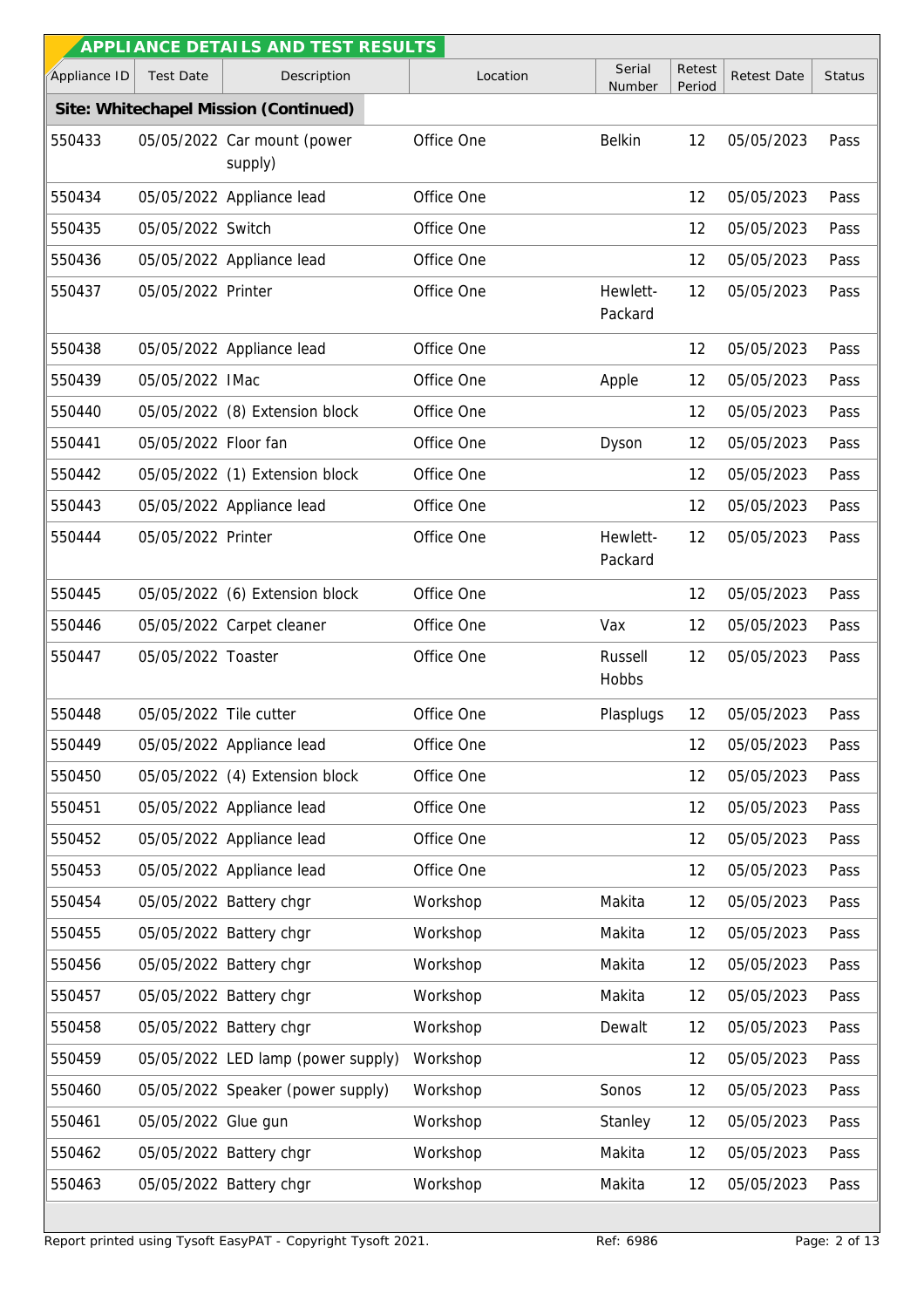## APPLIANCE DETAILS AND TEST RESULTS

| Appliance ID | Test Date | Description | Location | Serial Number | Retest Period | Retest Date | Status |
|---|---|---|---|---|---|---|---|
| **Site: Whitechapel Mission (Continued)** | | | | | | | |
| 550433 | 05/05/2022 | Car mount (power supply) | Office One | Belkin | 12 | 05/05/2023 | Pass |
| 550434 | 05/05/2022 | Appliance lead | Office One | | 12 | 05/05/2023 | Pass |
| 550435 | 05/05/2022 | Switch | Office One | | 12 | 05/05/2023 | Pass |
| 550436 | 05/05/2022 | Appliance lead | Office One | | 12 | 05/05/2023 | Pass |
| 550437 | 05/05/2022 | Printer | Office One | Hewlett-Packard | 12 | 05/05/2023 | Pass |
| 550438 | 05/05/2022 | Appliance lead | Office One | | 12 | 05/05/2023 | Pass |
| 550439 | 05/05/2022 | IMac | Office One | Apple | 12 | 05/05/2023 | Pass |
| 550440 | 05/05/2022 | (8) Extension block | Office One | | 12 | 05/05/2023 | Pass |
| 550441 | 05/05/2022 | Floor fan | Office One | Dyson | 12 | 05/05/2023 | Pass |
| 550442 | 05/05/2022 | (1) Extension block | Office One | | 12 | 05/05/2023 | Pass |
| 550443 | 05/05/2022 | Appliance lead | Office One | | 12 | 05/05/2023 | Pass |
| 550444 | 05/05/2022 | Printer | Office One | Hewlett-Packard | 12 | 05/05/2023 | Pass |
| 550445 | 05/05/2022 | (6) Extension block | Office One | | 12 | 05/05/2023 | Pass |
| 550446 | 05/05/2022 | Carpet cleaner | Office One | Vax | 12 | 05/05/2023 | Pass |
| 550447 | 05/05/2022 | Toaster | Office One | Russell Hobbs | 12 | 05/05/2023 | Pass |
| 550448 | 05/05/2022 | Tile cutter | Office One | Plasplugs | 12 | 05/05/2023 | Pass |
| 550449 | 05/05/2022 | Appliance lead | Office One | | 12 | 05/05/2023 | Pass |
| 550450 | 05/05/2022 | (4) Extension block | Office One | | 12 | 05/05/2023 | Pass |
| 550451 | 05/05/2022 | Appliance lead | Office One | | 12 | 05/05/2023 | Pass |
| 550452 | 05/05/2022 | Appliance lead | Office One | | 12 | 05/05/2023 | Pass |
| 550453 | 05/05/2022 | Appliance lead | Office One | | 12 | 05/05/2023 | Pass |
| 550454 | 05/05/2022 | Battery chgr | Workshop | Makita | 12 | 05/05/2023 | Pass |
| 550455 | 05/05/2022 | Battery chgr | Workshop | Makita | 12 | 05/05/2023 | Pass |
| 550456 | 05/05/2022 | Battery chgr | Workshop | Makita | 12 | 05/05/2023 | Pass |
| 550457 | 05/05/2022 | Battery chgr | Workshop | Makita | 12 | 05/05/2023 | Pass |
| 550458 | 05/05/2022 | Battery chgr | Workshop | Dewalt | 12 | 05/05/2023 | Pass |
| 550459 | 05/05/2022 | LED lamp (power supply) | Workshop | | 12 | 05/05/2023 | Pass |
| 550460 | 05/05/2022 | Speaker (power supply) | Workshop | Sonos | 12 | 05/05/2023 | Pass |
| 550461 | 05/05/2022 | Glue gun | Workshop | Stanley | 12 | 05/05/2023 | Pass |
| 550462 | 05/05/2022 | Battery chgr | Workshop | Makita | 12 | 05/05/2023 | Pass |
| 550463 | 05/05/2022 | Battery chgr | Workshop | Makita | 12 | 05/05/2023 | Pass |

Report printed using Tysoft EasyPAT - Copyright Tysoft 2021. Ref: 6986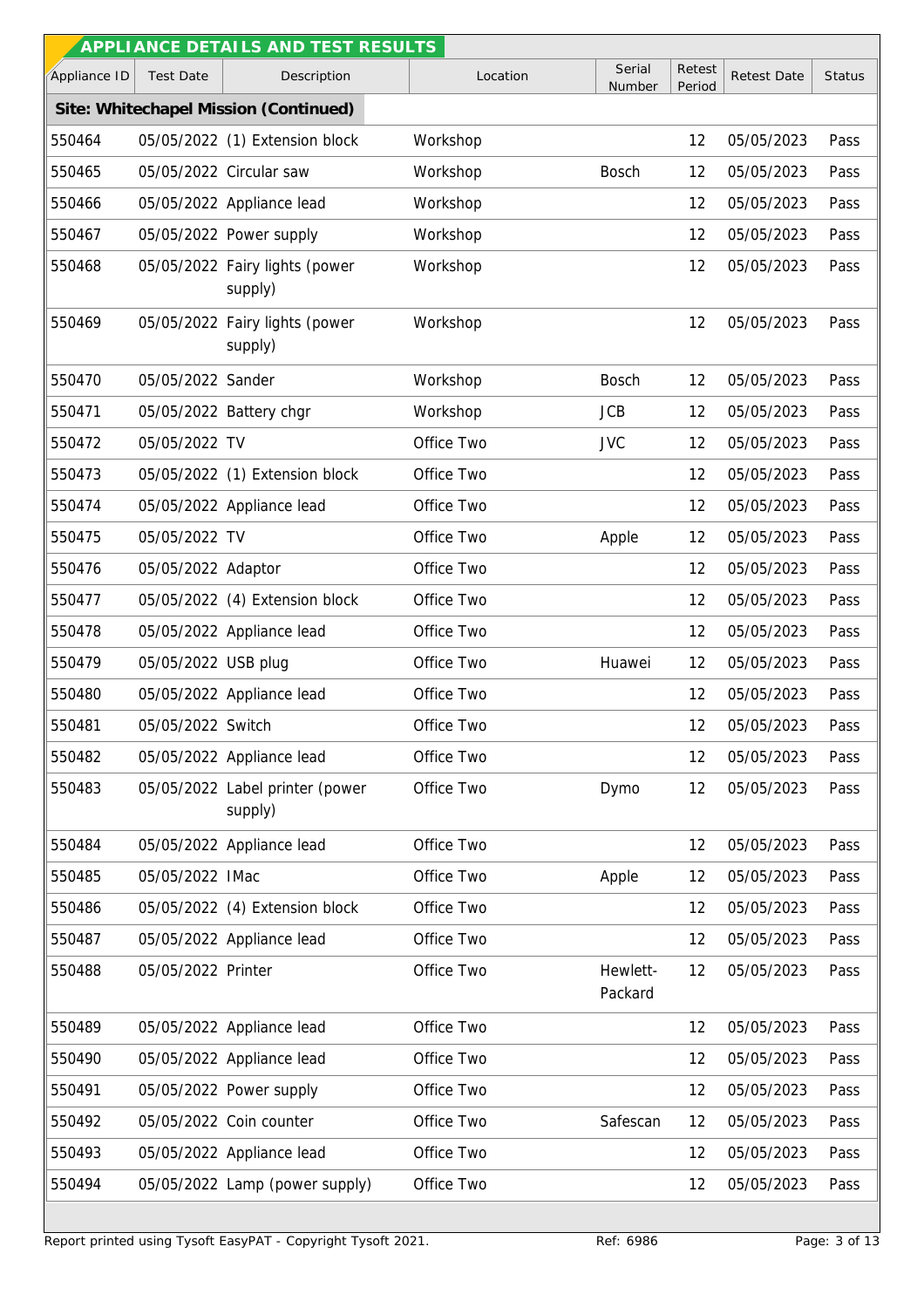## APPLIANCE DETAILS AND TEST RESULTS

| Appliance ID | Test Date | Description | Location | Serial Number | Retest Period | Retest Date | Status |
|---|---|---|---|---|---|---|---|
| **Site: Whitechapel Mission (Continued)** | | | | | | | |
| 550464 | 05/05/2022 | (1) Extension block | Workshop | | 12 | 05/05/2023 | Pass |
| 550465 | 05/05/2022 | Circular saw | Workshop | Bosch | 12 | 05/05/2023 | Pass |
| 550466 | 05/05/2022 | Appliance lead | Workshop | | 12 | 05/05/2023 | Pass |
| 550467 | 05/05/2022 | Power supply | Workshop | | 12 | 05/05/2023 | Pass |
| 550468 | 05/05/2022 | Fairy lights (power supply) | Workshop | | 12 | 05/05/2023 | Pass |
| 550469 | 05/05/2022 | Fairy lights (power supply) | Workshop | | 12 | 05/05/2023 | Pass |
| 550470 | 05/05/2022 | Sander | Workshop | Bosch | 12 | 05/05/2023 | Pass |
| 550471 | 05/05/2022 | Battery chgr | Workshop | JCB | 12 | 05/05/2023 | Pass |
| 550472 | 05/05/2022 | TV | Office Two | JVC | 12 | 05/05/2023 | Pass |
| 550473 | 05/05/2022 | (1) Extension block | Office Two | | 12 | 05/05/2023 | Pass |
| 550474 | 05/05/2022 | Appliance lead | Office Two | | 12 | 05/05/2023 | Pass |
| 550475 | 05/05/2022 | TV | Office Two | Apple | 12 | 05/05/2023 | Pass |
| 550476 | 05/05/2022 | Adaptor | Office Two | | 12 | 05/05/2023 | Pass |
| 550477 | 05/05/2022 | (4) Extension block | Office Two | | 12 | 05/05/2023 | Pass |
| 550478 | 05/05/2022 | Appliance lead | Office Two | | 12 | 05/05/2023 | Pass |
| 550479 | 05/05/2022 | USB plug | Office Two | Huawei | 12 | 05/05/2023 | Pass |
| 550480 | 05/05/2022 | Appliance lead | Office Two | | 12 | 05/05/2023 | Pass |
| 550481 | 05/05/2022 | Switch | Office Two | | 12 | 05/05/2023 | Pass |
| 550482 | 05/05/2022 | Appliance lead | Office Two | | 12 | 05/05/2023 | Pass |
| 550483 | 05/05/2022 | Label printer (power supply) | Office Two | Dymo | 12 | 05/05/2023 | Pass |
| 550484 | 05/05/2022 | Appliance lead | Office Two | | 12 | 05/05/2023 | Pass |
| 550485 | 05/05/2022 | IMac | Office Two | Apple | 12 | 05/05/2023 | Pass |
| 550486 | 05/05/2022 | (4) Extension block | Office Two | | 12 | 05/05/2023 | Pass |
| 550487 | 05/05/2022 | Appliance lead | Office Two | | 12 | 05/05/2023 | Pass |
| 550488 | 05/05/2022 | Printer | Office Two | Hewlett-Packard | 12 | 05/05/2023 | Pass |
| 550489 | 05/05/2022 | Appliance lead | Office Two | | 12 | 05/05/2023 | Pass |
| 550490 | 05/05/2022 | Appliance lead | Office Two | | 12 | 05/05/2023 | Pass |
| 550491 | 05/05/2022 | Power supply | Office Two | | 12 | 05/05/2023 | Pass |
| 550492 | 05/05/2022 | Coin counter | Office Two | Safescan | 12 | 05/05/2023 | Pass |
| 550493 | 05/05/2022 | Appliance lead | Office Two | | 12 | 05/05/2023 | Pass |
| 550494 | 05/05/2022 | Lamp (power supply) | Office Two | | 12 | 05/05/2023 | Pass |

Report printed using Tysoft EasyPAT - Copyright Tysoft 2021. Ref: 6986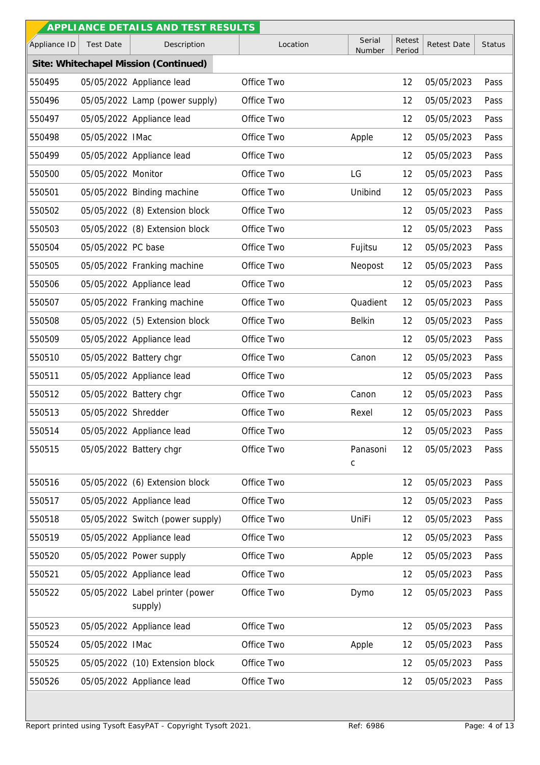## APPLIANCE DETAILS AND TEST RESULTS

| Appliance ID | Test Date | Description | Location | Serial Number | Retest Period | Retest Date | Status |
|---|---|---|---|---|---|---|---|
| **Site: Whitechapel Mission (Continued)** | | | | | | | |
| 550495 | 05/05/2022 | Appliance lead | Office Two | | 12 | 05/05/2023 | Pass |
| 550496 | 05/05/2022 | Lamp (power supply) | Office Two | | 12 | 05/05/2023 | Pass |
| 550497 | 05/05/2022 | Appliance lead | Office Two | | 12 | 05/05/2023 | Pass |
| 550498 | 05/05/2022 | IMac | Office Two | Apple | 12 | 05/05/2023 | Pass |
| 550499 | 05/05/2022 | Appliance lead | Office Two | | 12 | 05/05/2023 | Pass |
| 550500 | 05/05/2022 | Monitor | Office Two | LG | 12 | 05/05/2023 | Pass |
| 550501 | 05/05/2022 | Binding machine | Office Two | Unibind | 12 | 05/05/2023 | Pass |
| 550502 | 05/05/2022 | (8) Extension block | Office Two | | 12 | 05/05/2023 | Pass |
| 550503 | 05/05/2022 | (8) Extension block | Office Two | | 12 | 05/05/2023 | Pass |
| 550504 | 05/05/2022 | PC base | Office Two | Fujitsu | 12 | 05/05/2023 | Pass |
| 550505 | 05/05/2022 | Franking machine | Office Two | Neopost | 12 | 05/05/2023 | Pass |
| 550506 | 05/05/2022 | Appliance lead | Office Two | | 12 | 05/05/2023 | Pass |
| 550507 | 05/05/2022 | Franking machine | Office Two | Quadient | 12 | 05/05/2023 | Pass |
| 550508 | 05/05/2022 | (5) Extension block | Office Two | Belkin | 12 | 05/05/2023 | Pass |
| 550509 | 05/05/2022 | Appliance lead | Office Two | | 12 | 05/05/2023 | Pass |
| 550510 | 05/05/2022 | Battery chgr | Office Two | Canon | 12 | 05/05/2023 | Pass |
| 550511 | 05/05/2022 | Appliance lead | Office Two | | 12 | 05/05/2023 | Pass |
| 550512 | 05/05/2022 | Battery chgr | Office Two | Canon | 12 | 05/05/2023 | Pass |
| 550513 | 05/05/2022 | Shredder | Office Two | Rexel | 12 | 05/05/2023 | Pass |
| 550514 | 05/05/2022 | Appliance lead | Office Two | | 12 | 05/05/2023 | Pass |
| 550515 | 05/05/2022 | Battery chgr | Office Two | Panasonic | 12 | 05/05/2023 | Pass |
| 550516 | 05/05/2022 | (6) Extension block | Office Two | | 12 | 05/05/2023 | Pass |
| 550517 | 05/05/2022 | Appliance lead | Office Two | | 12 | 05/05/2023 | Pass |
| 550518 | 05/05/2022 | Switch (power supply) | Office Two | UniFi | 12 | 05/05/2023 | Pass |
| 550519 | 05/05/2022 | Appliance lead | Office Two | | 12 | 05/05/2023 | Pass |
| 550520 | 05/05/2022 | Power supply | Office Two | Apple | 12 | 05/05/2023 | Pass |
| 550521 | 05/05/2022 | Appliance lead | Office Two | | 12 | 05/05/2023 | Pass |
| 550522 | 05/05/2022 | Label printer (power supply) | Office Two | Dymo | 12 | 05/05/2023 | Pass |
| 550523 | 05/05/2022 | Appliance lead | Office Two | | 12 | 05/05/2023 | Pass |
| 550524 | 05/05/2022 | IMac | Office Two | Apple | 12 | 05/05/2023 | Pass |
| 550525 | 05/05/2022 | (10) Extension block | Office Two | | 12 | 05/05/2023 | Pass |
| 550526 | 05/05/2022 | Appliance lead | Office Two | | 12 | 05/05/2023 | Pass |

Report printed using Tysoft EasyPAT - Copyright Tysoft 2021. Ref: 6986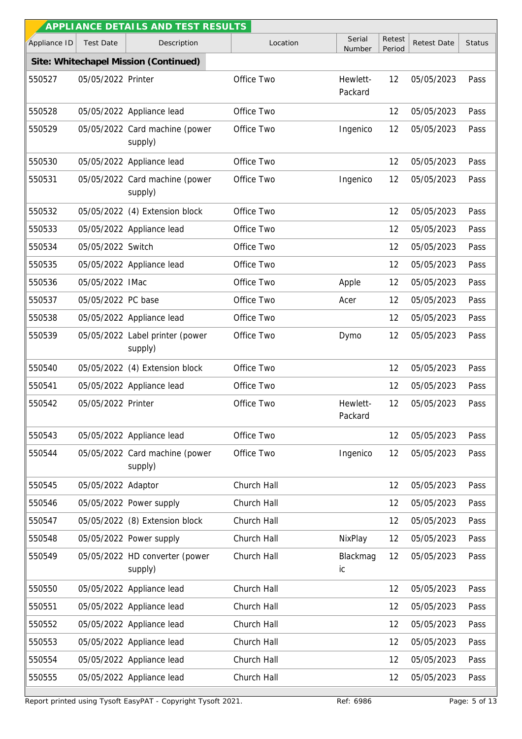## APPLIANCE DETAILS AND TEST RESULTS

| Appliance ID | Test Date | Description | Location | Serial Number | Retest Period | Retest Date | Status |
|---|---|---|---|---|---|---|---|
| **Site: Whitechapel Mission (Continued)** | | | | | | | |
| 550527 | 05/05/2022 | Printer | Office Two | Hewlett-Packard | 12 | 05/05/2023 | Pass |
| 550528 | 05/05/2022 | Appliance lead | Office Two | | 12 | 05/05/2023 | Pass |
| 550529 | 05/05/2022 | Card machine (power supply) | Office Two | Ingenico | 12 | 05/05/2023 | Pass |
| 550530 | 05/05/2022 | Appliance lead | Office Two | | 12 | 05/05/2023 | Pass |
| 550531 | 05/05/2022 | Card machine (power supply) | Office Two | Ingenico | 12 | 05/05/2023 | Pass |
| 550532 | 05/05/2022 | (4) Extension block | Office Two | | 12 | 05/05/2023 | Pass |
| 550533 | 05/05/2022 | Appliance lead | Office Two | | 12 | 05/05/2023 | Pass |
| 550534 | 05/05/2022 | Switch | Office Two | | 12 | 05/05/2023 | Pass |
| 550535 | 05/05/2022 | Appliance lead | Office Two | | 12 | 05/05/2023 | Pass |
| 550536 | 05/05/2022 | IMac | Office Two | Apple | 12 | 05/05/2023 | Pass |
| 550537 | 05/05/2022 | PC base | Office Two | Acer | 12 | 05/05/2023 | Pass |
| 550538 | 05/05/2022 | Appliance lead | Office Two | | 12 | 05/05/2023 | Pass |
| 550539 | 05/05/2022 | Label printer (power supply) | Office Two | Dymo | 12 | 05/05/2023 | Pass |
| 550540 | 05/05/2022 | (4) Extension block | Office Two | | 12 | 05/05/2023 | Pass |
| 550541 | 05/05/2022 | Appliance lead | Office Two | | 12 | 05/05/2023 | Pass |
| 550542 | 05/05/2022 | Printer | Office Two | Hewlett-Packard | 12 | 05/05/2023 | Pass |
| 550543 | 05/05/2022 | Appliance lead | Office Two | | 12 | 05/05/2023 | Pass |
| 550544 | 05/05/2022 | Card machine (power supply) | Office Two | Ingenico | 12 | 05/05/2023 | Pass |
| 550545 | 05/05/2022 | Adaptor | Church Hall | | 12 | 05/05/2023 | Pass |
| 550546 | 05/05/2022 | Power supply | Church Hall | | 12 | 05/05/2023 | Pass |
| 550547 | 05/05/2022 | (8) Extension block | Church Hall | | 12 | 05/05/2023 | Pass |
| 550548 | 05/05/2022 | Power supply | Church Hall | NixPlay | 12 | 05/05/2023 | Pass |
| 550549 | 05/05/2022 | HD converter (power supply) | Church Hall | Blackmagic | 12 | 05/05/2023 | Pass |
| 550550 | 05/05/2022 | Appliance lead | Church Hall | | 12 | 05/05/2023 | Pass |
| 550551 | 05/05/2022 | Appliance lead | Church Hall | | 12 | 05/05/2023 | Pass |
| 550552 | 05/05/2022 | Appliance lead | Church Hall | | 12 | 05/05/2023 | Pass |
| 550553 | 05/05/2022 | Appliance lead | Church Hall | | 12 | 05/05/2023 | Pass |
| 550554 | 05/05/2022 | Appliance lead | Church Hall | | 12 | 05/05/2023 | Pass |
| 550555 | 05/05/2022 | Appliance lead | Church Hall | | 12 | 05/05/2023 | Pass |

Report printed using Tysoft EasyPAT - Copyright Tysoft 2021. Ref: 6986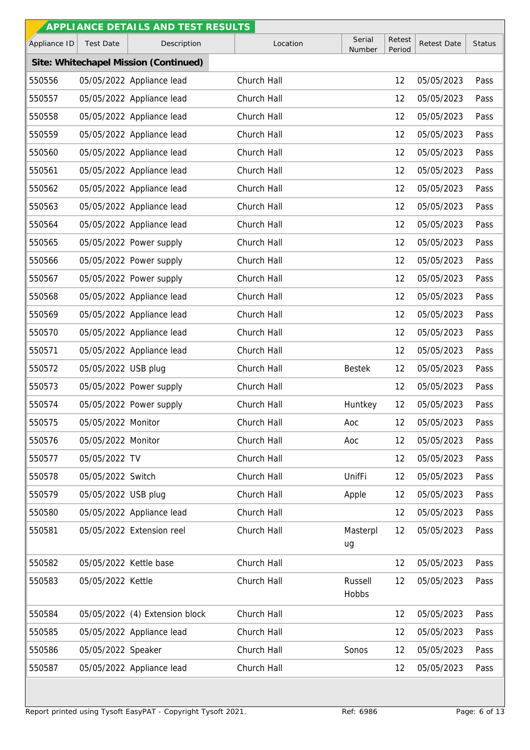## APPLIANCE DETAILS AND TEST RESULTS

| Appliance ID | Test Date | Description | Location | Serial Number | Retest Period | Retest Date | Status |
|---|---|---|---|---|---|---|---|
| **Site: Whitechapel Mission (Continued)** | | | | | | | |
| 550556 | 05/05/2022 | Appliance lead | Church Hall | | 12 | 05/05/2023 | Pass |
| 550557 | 05/05/2022 | Appliance lead | Church Hall | | 12 | 05/05/2023 | Pass |
| 550558 | 05/05/2022 | Appliance lead | Church Hall | | 12 | 05/05/2023 | Pass |
| 550559 | 05/05/2022 | Appliance lead | Church Hall | | 12 | 05/05/2023 | Pass |
| 550560 | 05/05/2022 | Appliance lead | Church Hall | | 12 | 05/05/2023 | Pass |
| 550561 | 05/05/2022 | Appliance lead | Church Hall | | 12 | 05/05/2023 | Pass |
| 550562 | 05/05/2022 | Appliance lead | Church Hall | | 12 | 05/05/2023 | Pass |
| 550563 | 05/05/2022 | Appliance lead | Church Hall | | 12 | 05/05/2023 | Pass |
| 550564 | 05/05/2022 | Appliance lead | Church Hall | | 12 | 05/05/2023 | Pass |
| 550565 | 05/05/2022 | Power supply | Church Hall | | 12 | 05/05/2023 | Pass |
| 550566 | 05/05/2022 | Power supply | Church Hall | | 12 | 05/05/2023 | Pass |
| 550567 | 05/05/2022 | Power supply | Church Hall | | 12 | 05/05/2023 | Pass |
| 550568 | 05/05/2022 | Appliance lead | Church Hall | | 12 | 05/05/2023 | Pass |
| 550569 | 05/05/2022 | Appliance lead | Church Hall | | 12 | 05/05/2023 | Pass |
| 550570 | 05/05/2022 | Appliance lead | Church Hall | | 12 | 05/05/2023 | Pass |
| 550571 | 05/05/2022 | Appliance lead | Church Hall | | 12 | 05/05/2023 | Pass |
| 550572 | 05/05/2022 | USB plug | Church Hall | Bestek | 12 | 05/05/2023 | Pass |
| 550573 | 05/05/2022 | Power supply | Church Hall | | 12 | 05/05/2023 | Pass |
| 550574 | 05/05/2022 | Power supply | Church Hall | Huntkey | 12 | 05/05/2023 | Pass |
| 550575 | 05/05/2022 | Monitor | Church Hall | Aoc | 12 | 05/05/2023 | Pass |
| 550576 | 05/05/2022 | Monitor | Church Hall | Aoc | 12 | 05/05/2023 | Pass |
| 550577 | 05/05/2022 | TV | Church Hall | | 12 | 05/05/2023 | Pass |
| 550578 | 05/05/2022 | Switch | Church Hall | UnifFi | 12 | 05/05/2023 | Pass |
| 550579 | 05/05/2022 | USB plug | Church Hall | Apple | 12 | 05/05/2023 | Pass |
| 550580 | 05/05/2022 | Appliance lead | Church Hall | | 12 | 05/05/2023 | Pass |
| 550581 | 05/05/2022 | Extension reel | Church Hall | Masterplug | 12 | 05/05/2023 | Pass |
| 550582 | 05/05/2022 | Kettle base | Church Hall | | 12 | 05/05/2023 | Pass |
| 550583 | 05/05/2022 | Kettle | Church Hall | Russell Hobbs | 12 | 05/05/2023 | Pass |
| 550584 | 05/05/2022 | (4) Extension block | Church Hall | | 12 | 05/05/2023 | Pass |
| 550585 | 05/05/2022 | Appliance lead | Church Hall | | 12 | 05/05/2023 | Pass |
| 550586 | 05/05/2022 | Speaker | Church Hall | Sonos | 12 | 05/05/2023 | Pass |
| 550587 | 05/05/2022 | Appliance lead | Church Hall | | 12 | 05/05/2023 | Pass |

Report printed using Tysoft EasyPAT - Copyright Tysoft 2021. Ref: 6986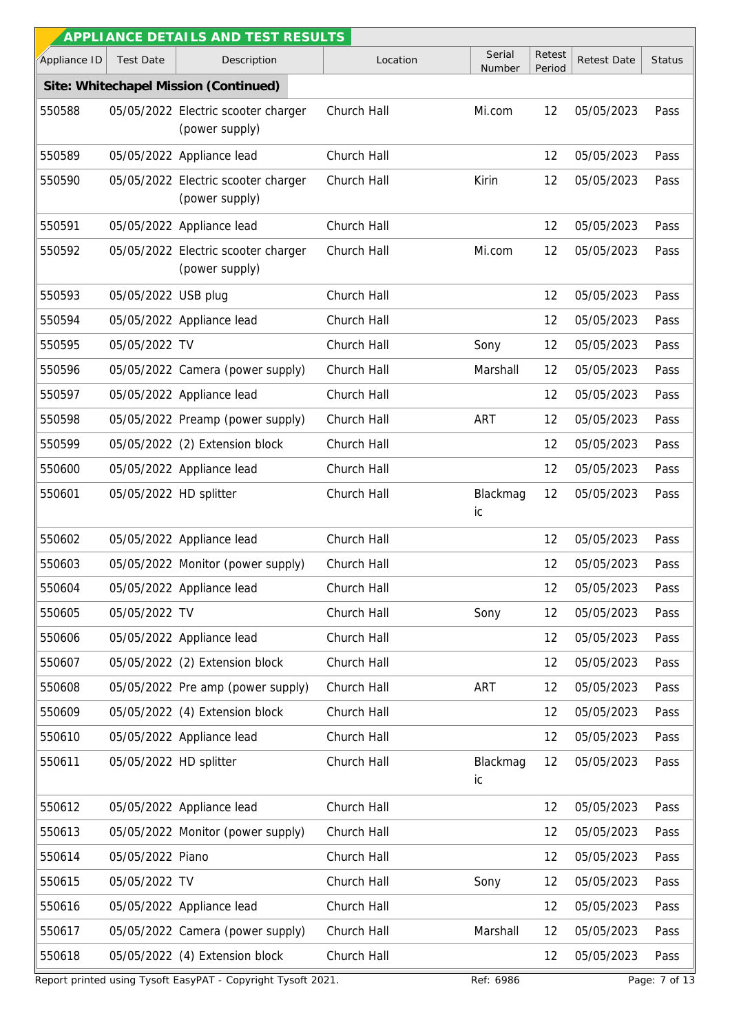## APPLIANCE DETAILS AND TEST RESULTS

| Appliance ID | Test Date | Description | Location | Serial Number | Retest Period | Retest Date | Status |
|---|---|---|---|---|---|---|---|
| **Site: Whitechapel Mission (Continued)** | | | | | | | |
| 550588 | 05/05/2022 | Electric scooter charger (power supply) | Church Hall | Mi.com | 12 | 05/05/2023 | Pass |
| 550589 | 05/05/2022 | Appliance lead | Church Hall | | 12 | 05/05/2023 | Pass |
| 550590 | 05/05/2022 | Electric scooter charger (power supply) | Church Hall | Kirin | 12 | 05/05/2023 | Pass |
| 550591 | 05/05/2022 | Appliance lead | Church Hall | | 12 | 05/05/2023 | Pass |
| 550592 | 05/05/2022 | Electric scooter charger (power supply) | Church Hall | Mi.com | 12 | 05/05/2023 | Pass |
| 550593 | 05/05/2022 | USB plug | Church Hall | | 12 | 05/05/2023 | Pass |
| 550594 | 05/05/2022 | Appliance lead | Church Hall | | 12 | 05/05/2023 | Pass |
| 550595 | 05/05/2022 | TV | Church Hall | Sony | 12 | 05/05/2023 | Pass |
| 550596 | 05/05/2022 | Camera (power supply) | Church Hall | Marshall | 12 | 05/05/2023 | Pass |
| 550597 | 05/05/2022 | Appliance lead | Church Hall | | 12 | 05/05/2023 | Pass |
| 550598 | 05/05/2022 | Preamp (power supply) | Church Hall | ART | 12 | 05/05/2023 | Pass |
| 550599 | 05/05/2022 | (2) Extension block | Church Hall | | 12 | 05/05/2023 | Pass |
| 550600 | 05/05/2022 | Appliance lead | Church Hall | | 12 | 05/05/2023 | Pass |
| 550601 | 05/05/2022 | HD splitter | Church Hall | Blackmagic | 12 | 05/05/2023 | Pass |
| 550602 | 05/05/2022 | Appliance lead | Church Hall | | 12 | 05/05/2023 | Pass |
| 550603 | 05/05/2022 | Monitor (power supply) | Church Hall | | 12 | 05/05/2023 | Pass |
| 550604 | 05/05/2022 | Appliance lead | Church Hall | | 12 | 05/05/2023 | Pass |
| 550605 | 05/05/2022 | TV | Church Hall | Sony | 12 | 05/05/2023 | Pass |
| 550606 | 05/05/2022 | Appliance lead | Church Hall | | 12 | 05/05/2023 | Pass |
| 550607 | 05/05/2022 | (2) Extension block | Church Hall | | 12 | 05/05/2023 | Pass |
| 550608 | 05/05/2022 | Pre amp (power supply) | Church Hall | ART | 12 | 05/05/2023 | Pass |
| 550609 | 05/05/2022 | (4) Extension block | Church Hall | | 12 | 05/05/2023 | Pass |
| 550610 | 05/05/2022 | Appliance lead | Church Hall | | 12 | 05/05/2023 | Pass |
| 550611 | 05/05/2022 | HD splitter | Church Hall | Blackmagic | 12 | 05/05/2023 | Pass |
| 550612 | 05/05/2022 | Appliance lead | Church Hall | | 12 | 05/05/2023 | Pass |
| 550613 | 05/05/2022 | Monitor (power supply) | Church Hall | | 12 | 05/05/2023 | Pass |
| 550614 | 05/05/2022 | Piano | Church Hall | | 12 | 05/05/2023 | Pass |
| 550615 | 05/05/2022 | TV | Church Hall | Sony | 12 | 05/05/2023 | Pass |
| 550616 | 05/05/2022 | Appliance lead | Church Hall | | 12 | 05/05/2023 | Pass |
| 550617 | 05/05/2022 | Camera (power supply) | Church Hall | Marshall | 12 | 05/05/2023 | Pass |
| 550618 | 05/05/2022 | (4) Extension block | Church Hall | | 12 | 05/05/2023 | Pass |

Report printed using Tysoft EasyPAT - Copyright Tysoft 2021. Ref: 6986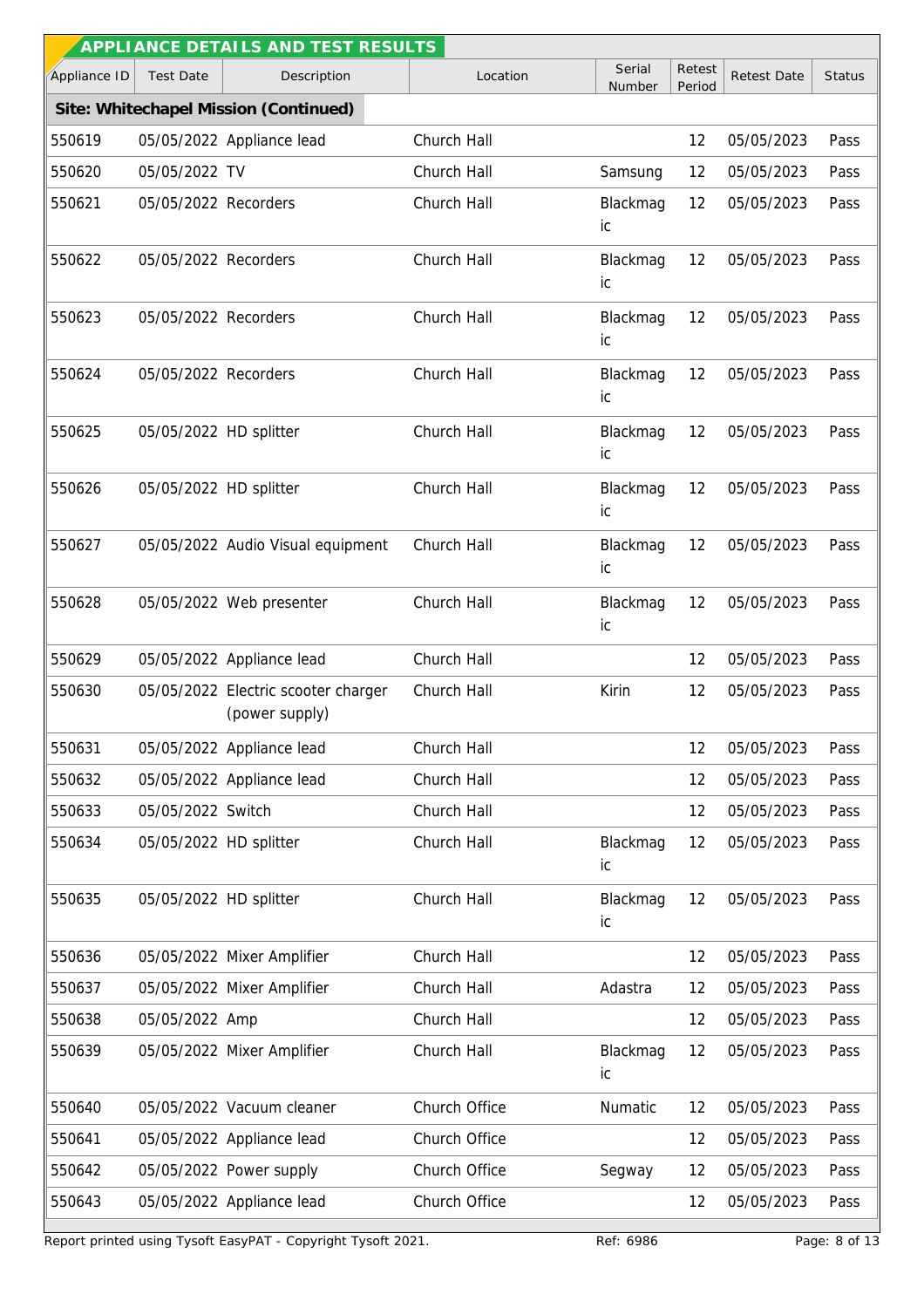## APPLIANCE DETAILS AND TEST RESULTS

| Appliance ID | Test Date | Description | Location | Serial Number | Retest Period | Retest Date | Status |
|---|---|---|---|---|---|---|---|
| **Site: Whitechapel Mission (Continued)** | | | | | | | |
| 550619 | 05/05/2022 | Appliance lead | Church Hall | | 12 | 05/05/2023 | Pass |
| 550620 | 05/05/2022 | TV | Church Hall | Samsung | 12 | 05/05/2023 | Pass |
| 550621 | 05/05/2022 | Recorders | Church Hall | Blackmagic | 12 | 05/05/2023 | Pass |
| 550622 | 05/05/2022 | Recorders | Church Hall | Blackmagic | 12 | 05/05/2023 | Pass |
| 550623 | 05/05/2022 | Recorders | Church Hall | Blackmagic | 12 | 05/05/2023 | Pass |
| 550624 | 05/05/2022 | Recorders | Church Hall | Blackmagic | 12 | 05/05/2023 | Pass |
| 550625 | 05/05/2022 | HD splitter | Church Hall | Blackmagic | 12 | 05/05/2023 | Pass |
| 550626 | 05/05/2022 | HD splitter | Church Hall | Blackmagic | 12 | 05/05/2023 | Pass |
| 550627 | 05/05/2022 | Audio Visual equipment | Church Hall | Blackmagic | 12 | 05/05/2023 | Pass |
| 550628 | 05/05/2022 | Web presenter | Church Hall | Blackmagic | 12 | 05/05/2023 | Pass |
| 550629 | 05/05/2022 | Appliance lead | Church Hall | | 12 | 05/05/2023 | Pass |
| 550630 | 05/05/2022 | Electric scooter charger (power supply) | Church Hall | Kirin | 12 | 05/05/2023 | Pass |
| 550631 | 05/05/2022 | Appliance lead | Church Hall | | 12 | 05/05/2023 | Pass |
| 550632 | 05/05/2022 | Appliance lead | Church Hall | | 12 | 05/05/2023 | Pass |
| 550633 | 05/05/2022 | Switch | Church Hall | | 12 | 05/05/2023 | Pass |
| 550634 | 05/05/2022 | HD splitter | Church Hall | Blackmagic | 12 | 05/05/2023 | Pass |
| 550635 | 05/05/2022 | HD splitter | Church Hall | Blackmagic | 12 | 05/05/2023 | Pass |
| 550636 | 05/05/2022 | Mixer Amplifier | Church Hall | | 12 | 05/05/2023 | Pass |
| 550637 | 05/05/2022 | Mixer Amplifier | Church Hall | Adastra | 12 | 05/05/2023 | Pass |
| 550638 | 05/05/2022 | Amp | Church Hall | | 12 | 05/05/2023 | Pass |
| 550639 | 05/05/2022 | Mixer Amplifier | Church Hall | Blackmagic | 12 | 05/05/2023 | Pass |
| 550640 | 05/05/2022 | Vacuum cleaner | Church Office | Numatic | 12 | 05/05/2023 | Pass |
| 550641 | 05/05/2022 | Appliance lead | Church Office | | 12 | 05/05/2023 | Pass |
| 550642 | 05/05/2022 | Power supply | Church Office | Segway | 12 | 05/05/2023 | Pass |
| 550643 | 05/05/2022 | Appliance lead | Church Office | | 12 | 05/05/2023 | Pass |

Report printed using Tysoft EasyPAT - Copyright Tysoft 2021. Ref: 6986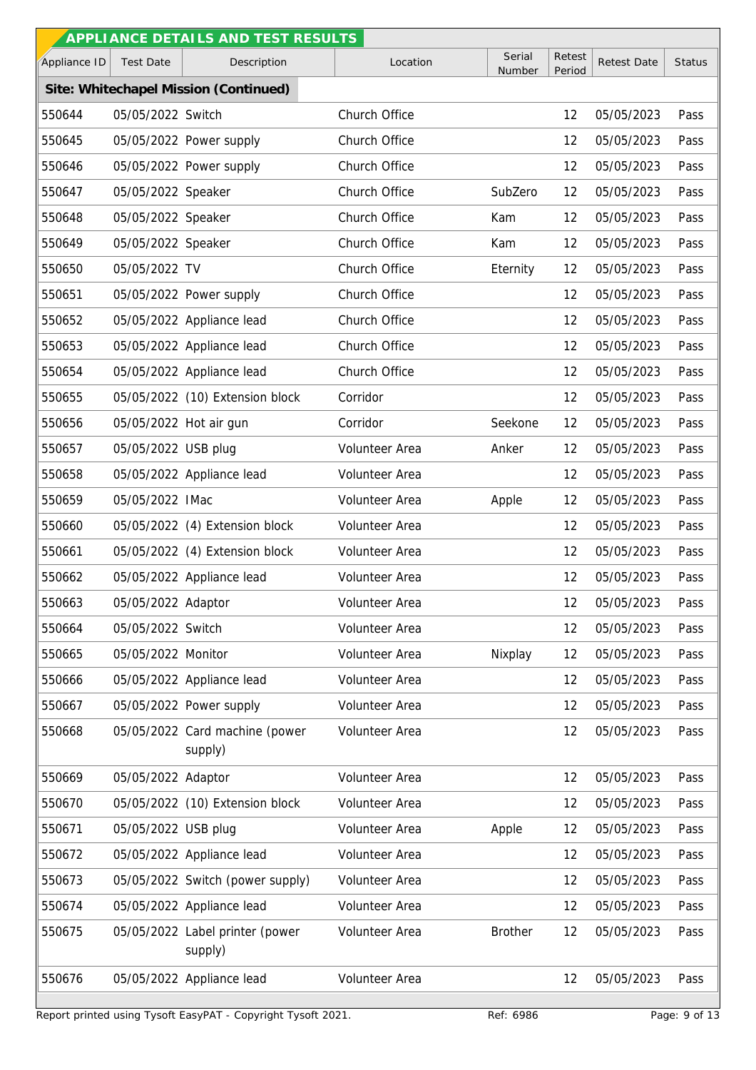## APPLIANCE DETAILS AND TEST RESULTS

| Appliance ID | Test Date | Description | Location | Serial Number | Retest Period | Retest Date | Status |
|---|---|---|---|---|---|---|---|
| **Site: Whitechapel Mission (Continued)** | | | | | | | |
| 550644 | 05/05/2022 | Switch | Church Office | | 12 | 05/05/2023 | Pass |
| 550645 | 05/05/2022 | Power supply | Church Office | | 12 | 05/05/2023 | Pass |
| 550646 | 05/05/2022 | Power supply | Church Office | | 12 | 05/05/2023 | Pass |
| 550647 | 05/05/2022 | Speaker | Church Office | SubZero | 12 | 05/05/2023 | Pass |
| 550648 | 05/05/2022 | Speaker | Church Office | Kam | 12 | 05/05/2023 | Pass |
| 550649 | 05/05/2022 | Speaker | Church Office | Kam | 12 | 05/05/2023 | Pass |
| 550650 | 05/05/2022 | TV | Church Office | Eternity | 12 | 05/05/2023 | Pass |
| 550651 | 05/05/2022 | Power supply | Church Office | | 12 | 05/05/2023 | Pass |
| 550652 | 05/05/2022 | Appliance lead | Church Office | | 12 | 05/05/2023 | Pass |
| 550653 | 05/05/2022 | Appliance lead | Church Office | | 12 | 05/05/2023 | Pass |
| 550654 | 05/05/2022 | Appliance lead | Church Office | | 12 | 05/05/2023 | Pass |
| 550655 | 05/05/2022 | (10) Extension block | Corridor | | 12 | 05/05/2023 | Pass |
| 550656 | 05/05/2022 | Hot air gun | Corridor | Seekone | 12 | 05/05/2023 | Pass |
| 550657 | 05/05/2022 | USB plug | Volunteer Area | Anker | 12 | 05/05/2023 | Pass |
| 550658 | 05/05/2022 | Appliance lead | Volunteer Area | | 12 | 05/05/2023 | Pass |
| 550659 | 05/05/2022 | IMac | Volunteer Area | Apple | 12 | 05/05/2023 | Pass |
| 550660 | 05/05/2022 | (4) Extension block | Volunteer Area | | 12 | 05/05/2023 | Pass |
| 550661 | 05/05/2022 | (4) Extension block | Volunteer Area | | 12 | 05/05/2023 | Pass |
| 550662 | 05/05/2022 | Appliance lead | Volunteer Area | | 12 | 05/05/2023 | Pass |
| 550663 | 05/05/2022 | Adaptor | Volunteer Area | | 12 | 05/05/2023 | Pass |
| 550664 | 05/05/2022 | Switch | Volunteer Area | | 12 | 05/05/2023 | Pass |
| 550665 | 05/05/2022 | Monitor | Volunteer Area | Nixplay | 12 | 05/05/2023 | Pass |
| 550666 | 05/05/2022 | Appliance lead | Volunteer Area | | 12 | 05/05/2023 | Pass |
| 550667 | 05/05/2022 | Power supply | Volunteer Area | | 12 | 05/05/2023 | Pass |
| 550668 | 05/05/2022 | Card machine (power supply) | Volunteer Area | | 12 | 05/05/2023 | Pass |
| 550669 | 05/05/2022 | Adaptor | Volunteer Area | | 12 | 05/05/2023 | Pass |
| 550670 | 05/05/2022 | (10) Extension block | Volunteer Area | | 12 | 05/05/2023 | Pass |
| 550671 | 05/05/2022 | USB plug | Volunteer Area | Apple | 12 | 05/05/2023 | Pass |
| 550672 | 05/05/2022 | Appliance lead | Volunteer Area | | 12 | 05/05/2023 | Pass |
| 550673 | 05/05/2022 | Switch (power supply) | Volunteer Area | | 12 | 05/05/2023 | Pass |
| 550674 | 05/05/2022 | Appliance lead | Volunteer Area | | 12 | 05/05/2023 | Pass |
| 550675 | 05/05/2022 | Label printer (power supply) | Volunteer Area | Brother | 12 | 05/05/2023 | Pass |
| 550676 | 05/05/2022 | Appliance lead | Volunteer Area | | 12 | 05/05/2023 | Pass |

Report printed using Tysoft EasyPAT - Copyright Tysoft 2021. Ref: 6986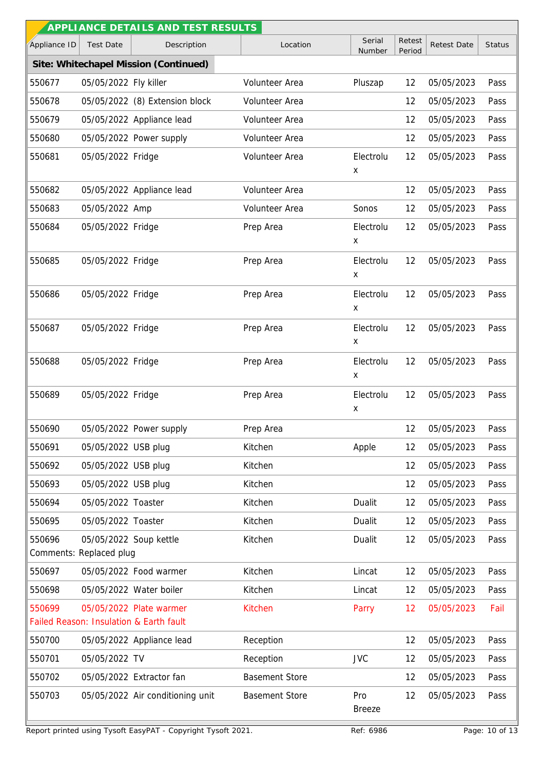## APPLIANCE DETAILS AND TEST RESULTS

| Appliance ID | Test Date | Description | Location | Serial Number | Retest Period | Retest Date | Status |
|---|---|---|---|---|---|---|---|
| **Site: Whitechapel Mission (Continued)** | | | | | | | |
| 550677 | 05/05/2022 | Fly killer | Volunteer Area | Pluszap | 12 | 05/05/2023 | Pass |
| 550678 | 05/05/2022 | (8) Extension block | Volunteer Area | | 12 | 05/05/2023 | Pass |
| 550679 | 05/05/2022 | Appliance lead | Volunteer Area | | 12 | 05/05/2023 | Pass |
| 550680 | 05/05/2022 | Power supply | Volunteer Area | | 12 | 05/05/2023 | Pass |
| 550681 | 05/05/2022 | Fridge | Volunteer Area | Electrolux | 12 | 05/05/2023 | Pass |
| 550682 | 05/05/2022 | Appliance lead | Volunteer Area | | 12 | 05/05/2023 | Pass |
| 550683 | 05/05/2022 | Amp | Volunteer Area | Sonos | 12 | 05/05/2023 | Pass |
| 550684 | 05/05/2022 | Fridge | Prep Area | Electrolux | 12 | 05/05/2023 | Pass |
| 550685 | 05/05/2022 | Fridge | Prep Area | Electrolux | 12 | 05/05/2023 | Pass |
| 550686 | 05/05/2022 | Fridge | Prep Area | Electrolux | 12 | 05/05/2023 | Pass |
| 550687 | 05/05/2022 | Fridge | Prep Area | Electrolux | 12 | 05/05/2023 | Pass |
| 550688 | 05/05/2022 | Fridge | Prep Area | Electrolux | 12 | 05/05/2023 | Pass |
| 550689 | 05/05/2022 | Fridge | Prep Area | Electrolux | 12 | 05/05/2023 | Pass |
| 550690 | 05/05/2022 | Power supply | Prep Area | | 12 | 05/05/2023 | Pass |
| 550691 | 05/05/2022 | USB plug | Kitchen | Apple | 12 | 05/05/2023 | Pass |
| 550692 | 05/05/2022 | USB plug | Kitchen | | 12 | 05/05/2023 | Pass |
| 550693 | 05/05/2022 | USB plug | Kitchen | | 12 | 05/05/2023 | Pass |
| 550694 | 05/05/2022 | Toaster | Kitchen | Dualit | 12 | 05/05/2023 | Pass |
| 550695 | 05/05/2022 | Toaster | Kitchen | Dualit | 12 | 05/05/2023 | Pass |
| 550696 | 05/05/2022 | Soup kettle | Kitchen | Dualit | 12 | 05/05/2023 | Pass |
| Comments: Replaced plug | | | | | | | |
| 550697 | 05/05/2022 | Food warmer | Kitchen | Lincat | 12 | 05/05/2023 | Pass |
| 550698 | 05/05/2022 | Water boiler | Kitchen | Lincat | 12 | 05/05/2023 | Pass |
| 550699 | 05/05/2022 | Plate warmer | Kitchen | Parry | 12 | 05/05/2023 | Fail |
| Failed Reason: Insulation & Earth fault | | | | | | | |
| 550700 | 05/05/2022 | Appliance lead | Reception | | 12 | 05/05/2023 | Pass |
| 550701 | 05/05/2022 | TV | Reception | JVC | 12 | 05/05/2023 | Pass |
| 550702 | 05/05/2022 | Extractor fan | Basement Store | | 12 | 05/05/2023 | Pass |
| 550703 | 05/05/2022 | Air conditioning unit | Basement Store | Pro Breeze | 12 | 05/05/2023 | Pass |

Report printed using Tysoft EasyPAT - Copyright Tysoft 2021. Ref: 6986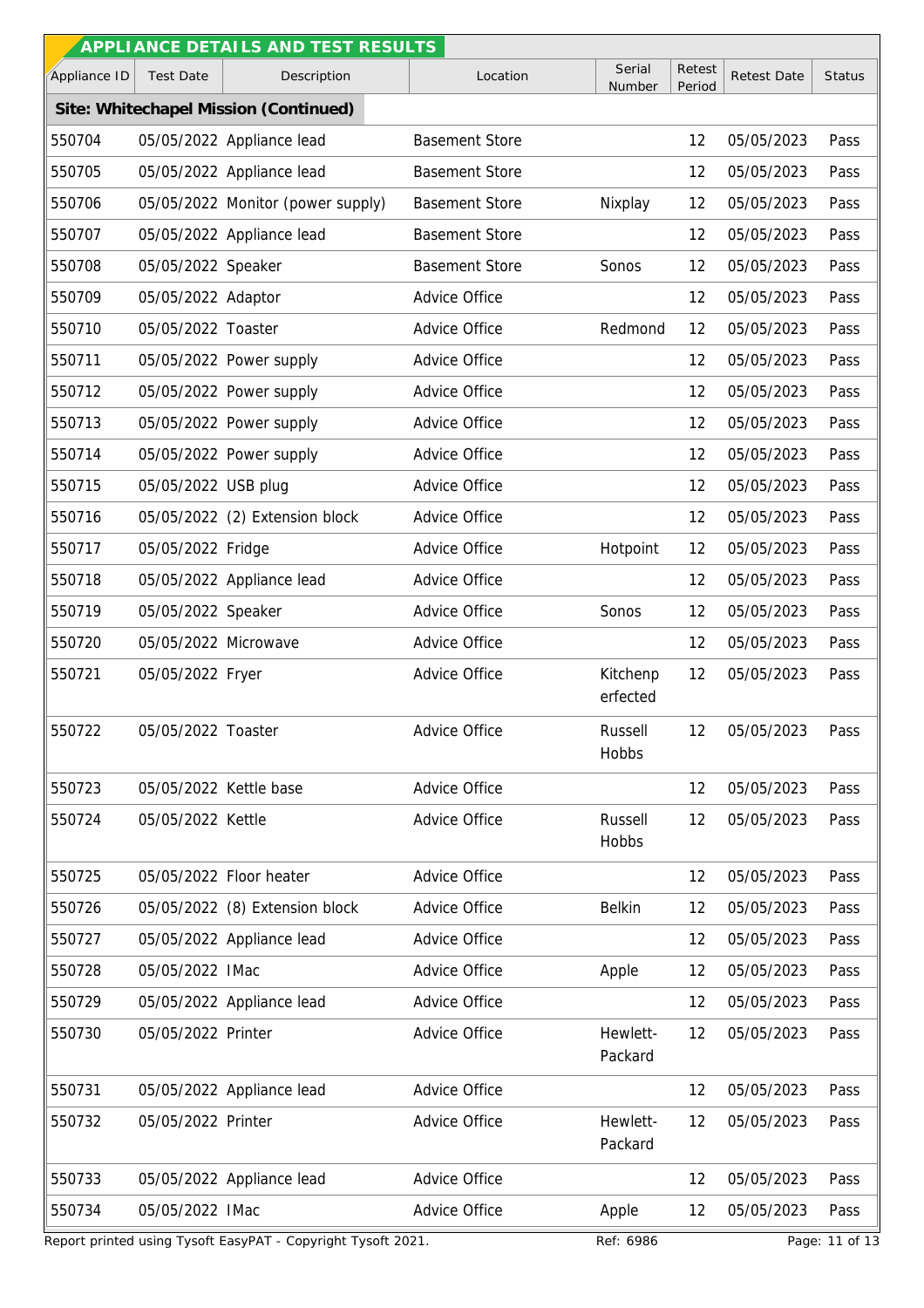## APPLIANCE DETAILS AND TEST RESULTS

| Appliance ID | Test Date | Description | Location | Serial Number | Retest Period | Retest Date | Status |
|---|---|---|---|---|---|---|---|
| **Site: Whitechapel Mission (Continued)** | | | | | | | |
| 550704 | 05/05/2022 | Appliance lead | Basement Store | | 12 | 05/05/2023 | Pass |
| 550705 | 05/05/2022 | Appliance lead | Basement Store | | 12 | 05/05/2023 | Pass |
| 550706 | 05/05/2022 | Monitor (power supply) | Basement Store | Nixplay | 12 | 05/05/2023 | Pass |
| 550707 | 05/05/2022 | Appliance lead | Basement Store | | 12 | 05/05/2023 | Pass |
| 550708 | 05/05/2022 | Speaker | Basement Store | Sonos | 12 | 05/05/2023 | Pass |
| 550709 | 05/05/2022 | Adaptor | Advice Office | | 12 | 05/05/2023 | Pass |
| 550710 | 05/05/2022 | Toaster | Advice Office | Redmond | 12 | 05/05/2023 | Pass |
| 550711 | 05/05/2022 | Power supply | Advice Office | | 12 | 05/05/2023 | Pass |
| 550712 | 05/05/2022 | Power supply | Advice Office | | 12 | 05/05/2023 | Pass |
| 550713 | 05/05/2022 | Power supply | Advice Office | | 12 | 05/05/2023 | Pass |
| 550714 | 05/05/2022 | Power supply | Advice Office | | 12 | 05/05/2023 | Pass |
| 550715 | 05/05/2022 | USB plug | Advice Office | | 12 | 05/05/2023 | Pass |
| 550716 | 05/05/2022 | (2) Extension block | Advice Office | | 12 | 05/05/2023 | Pass |
| 550717 | 05/05/2022 | Fridge | Advice Office | Hotpoint | 12 | 05/05/2023 | Pass |
| 550718 | 05/05/2022 | Appliance lead | Advice Office | | 12 | 05/05/2023 | Pass |
| 550719 | 05/05/2022 | Speaker | Advice Office | Sonos | 12 | 05/05/2023 | Pass |
| 550720 | 05/05/2022 | Microwave | Advice Office | | 12 | 05/05/2023 | Pass |
| 550721 | 05/05/2022 | Fryer | Advice Office | Kitchenperfected | 12 | 05/05/2023 | Pass |
| 550722 | 05/05/2022 | Toaster | Advice Office | Russell Hobbs | 12 | 05/05/2023 | Pass |
| 550723 | 05/05/2022 | Kettle base | Advice Office | | 12 | 05/05/2023 | Pass |
| 550724 | 05/05/2022 | Kettle | Advice Office | Russell Hobbs | 12 | 05/05/2023 | Pass |
| 550725 | 05/05/2022 | Floor heater | Advice Office | | 12 | 05/05/2023 | Pass |
| 550726 | 05/05/2022 | (8) Extension block | Advice Office | Belkin | 12 | 05/05/2023 | Pass |
| 550727 | 05/05/2022 | Appliance lead | Advice Office | | 12 | 05/05/2023 | Pass |
| 550728 | 05/05/2022 | IMac | Advice Office | Apple | 12 | 05/05/2023 | Pass |
| 550729 | 05/05/2022 | Appliance lead | Advice Office | | 12 | 05/05/2023 | Pass |
| 550730 | 05/05/2022 | Printer | Advice Office | Hewlett-Packard | 12 | 05/05/2023 | Pass |
| 550731 | 05/05/2022 | Appliance lead | Advice Office | | 12 | 05/05/2023 | Pass |
| 550732 | 05/05/2022 | Printer | Advice Office | Hewlett-Packard | 12 | 05/05/2023 | Pass |
| 550733 | 05/05/2022 | Appliance lead | Advice Office | | 12 | 05/05/2023 | Pass |
| 550734 | 05/05/2022 | IMac | Advice Office | Apple | 12 | 05/05/2023 | Pass |

Report printed using Tysoft EasyPAT - Copyright Tysoft 2021. Ref: 6986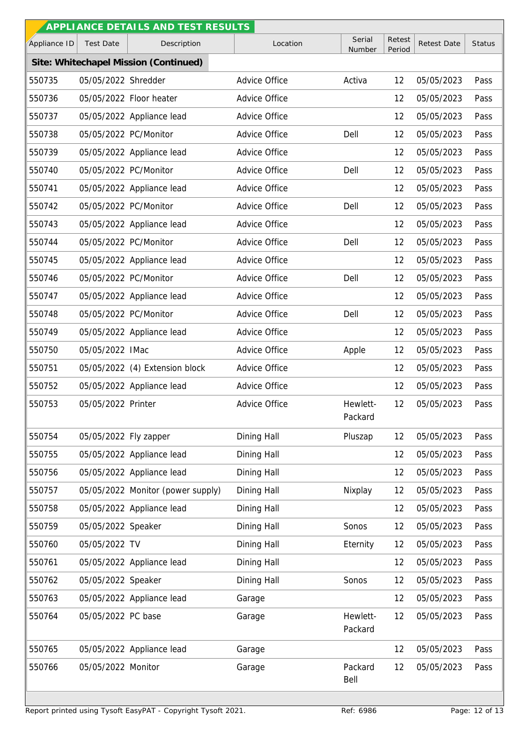## APPLIANCE DETAILS AND TEST RESULTS

| Appliance ID | Test Date | Description | Location | Serial Number | Retest Period | Retest Date | Status |
|---|---|---|---|---|---|---|---|
| **Site: Whitechapel Mission (Continued)** | | | | | | | |
| 550735 | 05/05/2022 | Shredder | Advice Office | Activa | 12 | 05/05/2023 | Pass |
| 550736 | 05/05/2022 | Floor heater | Advice Office | | 12 | 05/05/2023 | Pass |
| 550737 | 05/05/2022 | Appliance lead | Advice Office | | 12 | 05/05/2023 | Pass |
| 550738 | 05/05/2022 | PC/Monitor | Advice Office | Dell | 12 | 05/05/2023 | Pass |
| 550739 | 05/05/2022 | Appliance lead | Advice Office | | 12 | 05/05/2023 | Pass |
| 550740 | 05/05/2022 | PC/Monitor | Advice Office | Dell | 12 | 05/05/2023 | Pass |
| 550741 | 05/05/2022 | Appliance lead | Advice Office | | 12 | 05/05/2023 | Pass |
| 550742 | 05/05/2022 | PC/Monitor | Advice Office | Dell | 12 | 05/05/2023 | Pass |
| 550743 | 05/05/2022 | Appliance lead | Advice Office | | 12 | 05/05/2023 | Pass |
| 550744 | 05/05/2022 | PC/Monitor | Advice Office | Dell | 12 | 05/05/2023 | Pass |
| 550745 | 05/05/2022 | Appliance lead | Advice Office | | 12 | 05/05/2023 | Pass |
| 550746 | 05/05/2022 | PC/Monitor | Advice Office | Dell | 12 | 05/05/2023 | Pass |
| 550747 | 05/05/2022 | Appliance lead | Advice Office | | 12 | 05/05/2023 | Pass |
| 550748 | 05/05/2022 | PC/Monitor | Advice Office | Dell | 12 | 05/05/2023 | Pass |
| 550749 | 05/05/2022 | Appliance lead | Advice Office | | 12 | 05/05/2023 | Pass |
| 550750 | 05/05/2022 | IMac | Advice Office | Apple | 12 | 05/05/2023 | Pass |
| 550751 | 05/05/2022 | (4) Extension block | Advice Office | | 12 | 05/05/2023 | Pass |
| 550752 | 05/05/2022 | Appliance lead | Advice Office | | 12 | 05/05/2023 | Pass |
| 550753 | 05/05/2022 | Printer | Advice Office | Hewlett-Packard | 12 | 05/05/2023 | Pass |
| 550754 | 05/05/2022 | Fly zapper | Dining Hall | Pluszap | 12 | 05/05/2023 | Pass |
| 550755 | 05/05/2022 | Appliance lead | Dining Hall | | 12 | 05/05/2023 | Pass |
| 550756 | 05/05/2022 | Appliance lead | Dining Hall | | 12 | 05/05/2023 | Pass |
| 550757 | 05/05/2022 | Monitor (power supply) | Dining Hall | Nixplay | 12 | 05/05/2023 | Pass |
| 550758 | 05/05/2022 | Appliance lead | Dining Hall | | 12 | 05/05/2023 | Pass |
| 550759 | 05/05/2022 | Speaker | Dining Hall | Sonos | 12 | 05/05/2023 | Pass |
| 550760 | 05/05/2022 | TV | Dining Hall | Eternity | 12 | 05/05/2023 | Pass |
| 550761 | 05/05/2022 | Appliance lead | Dining Hall | | 12 | 05/05/2023 | Pass |
| 550762 | 05/05/2022 | Speaker | Dining Hall | Sonos | 12 | 05/05/2023 | Pass |
| 550763 | 05/05/2022 | Appliance lead | Garage | | 12 | 05/05/2023 | Pass |
| 550764 | 05/05/2022 | PC base | Garage | Hewlett-Packard | 12 | 05/05/2023 | Pass |
| 550765 | 05/05/2022 | Appliance lead | Garage | | 12 | 05/05/2023 | Pass |
| 550766 | 05/05/2022 | Monitor | Garage | Packard Bell | 12 | 05/05/2023 | Pass |

Report printed using Tysoft EasyPAT - Copyright Tysoft 2021. Ref: 6986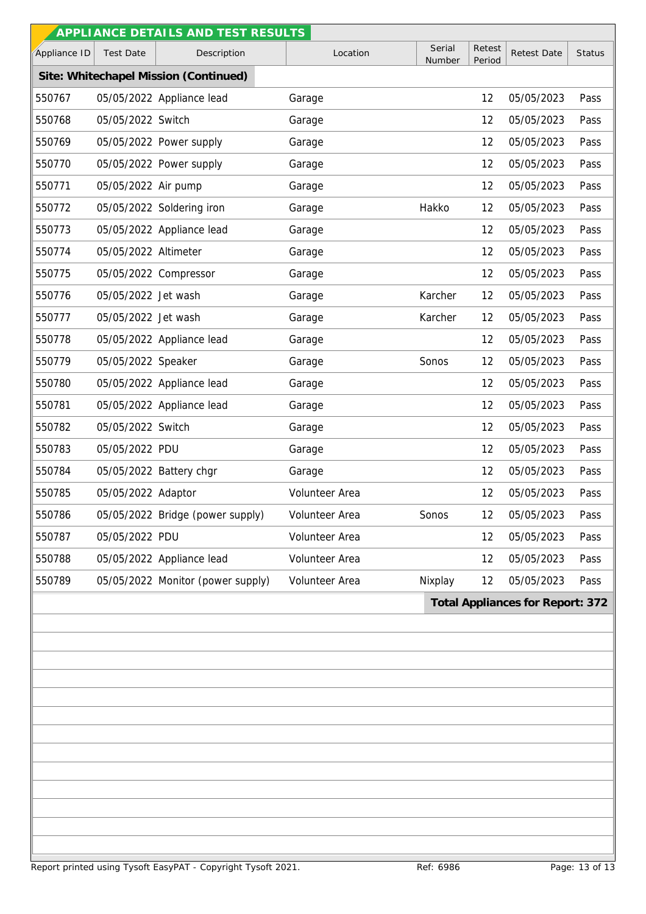## APPLIANCE DETAILS AND TEST RESULTS

| Appliance ID | Test Date | Description | Location | Serial Number | Retest Period | Retest Date | Status |
|---|---|---|---|---|---|---|---|
| **Site: Whitechapel Mission (Continued)** | | | | | | | |
| 550767 | 05/05/2022 | Appliance lead | Garage | | 12 | 05/05/2023 | Pass |
| 550768 | 05/05/2022 | Switch | Garage | | 12 | 05/05/2023 | Pass |
| 550769 | 05/05/2022 | Power supply | Garage | | 12 | 05/05/2023 | Pass |
| 550770 | 05/05/2022 | Power supply | Garage | | 12 | 05/05/2023 | Pass |
| 550771 | 05/05/2022 | Air pump | Garage | | 12 | 05/05/2023 | Pass |
| 550772 | 05/05/2022 | Soldering iron | Garage | Hakko | 12 | 05/05/2023 | Pass |
| 550773 | 05/05/2022 | Appliance lead | Garage | | 12 | 05/05/2023 | Pass |
| 550774 | 05/05/2022 | Altimeter | Garage | | 12 | 05/05/2023 | Pass |
| 550775 | 05/05/2022 | Compressor | Garage | | 12 | 05/05/2023 | Pass |
| 550776 | 05/05/2022 | Jet wash | Garage | Karcher | 12 | 05/05/2023 | Pass |
| 550777 | 05/05/2022 | Jet wash | Garage | Karcher | 12 | 05/05/2023 | Pass |
| 550778 | 05/05/2022 | Appliance lead | Garage | | 12 | 05/05/2023 | Pass |
| 550779 | 05/05/2022 | Speaker | Garage | Sonos | 12 | 05/05/2023 | Pass |
| 550780 | 05/05/2022 | Appliance lead | Garage | | 12 | 05/05/2023 | Pass |
| 550781 | 05/05/2022 | Appliance lead | Garage | | 12 | 05/05/2023 | Pass |
| 550782 | 05/05/2022 | Switch | Garage | | 12 | 05/05/2023 | Pass |
| 550783 | 05/05/2022 | PDU | Garage | | 12 | 05/05/2023 | Pass |
| 550784 | 05/05/2022 | Battery chgr | Garage | | 12 | 05/05/2023 | Pass |
| 550785 | 05/05/2022 | Adaptor | Volunteer Area | | 12 | 05/05/2023 | Pass |
| 550786 | 05/05/2022 | Bridge (power supply) | Volunteer Area | Sonos | 12 | 05/05/2023 | Pass |
| 550787 | 05/05/2022 | PDU | Volunteer Area | | 12 | 05/05/2023 | Pass |
| 550788 | 05/05/2022 | Appliance lead | Volunteer Area | | 12 | 05/05/2023 | Pass |
| 550789 | 05/05/2022 | Monitor (power supply) | Volunteer Area | Nixplay | 12 | 05/05/2023 | Pass |

**Total Appliances for Report: 372**

Report printed using Tysoft EasyPAT - Copyright Tysoft 2021. Ref: 6986